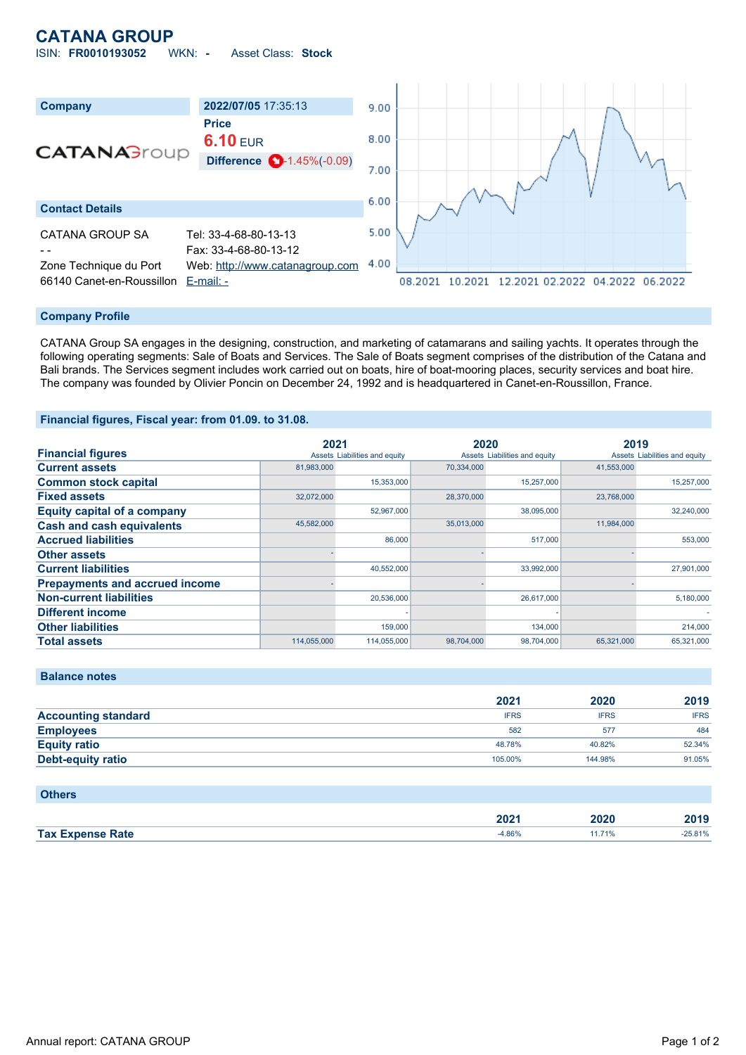# CATANA GROUP

ISIN: **FR0010193052** WKN: **-** Asset Class: **Stock**

| Company | 2022/07/05 17:35:13 |
|---|---|
| | Price |
| | **6.10** EUR |
| | Difference -1.45%(-0.09) |

## Contact Details

CATANA GROUP SA
- -
Zone Technique du Port
66140 Canet-en-Roussillon

Tel: 33-4-68-80-13-13
Fax: 33-4-68-80-13-12
Web: http://www.catanagroup.com
E-mail: -

## Company Profile

CATANA Group SA engages in the designing, construction, and marketing of catamarans and sailing yachts. It operates through the following operating segments: Sale of Boats and Services. The Sale of Boats segment comprises of the distribution of the Catana and Bali brands. The Services segment includes work carried out on boats, hire of boat-mooring places, security services and boat hire. The company was founded by Olivier Poncin on December 24, 1992 and is headquartered in Canet-en-Roussillon, France.

## Financial figures, Fiscal year: from 01.09. to 31.08.

| Financial figures | 2021 | | 2020 | | 2019 | |
|---|---|---|---|---|---|---|
| | Assets | Liabilities and equity | Assets | Liabilities and equity | Assets | Liabilities and equity |
| Current assets | 81,983,000 | | 70,334,000 | | 41,553,000 | |
| Common stock capital | | 15,353,000 | | 15,257,000 | | 15,257,000 |
| Fixed assets | 32,072,000 | | 28,370,000 | | 23,768,000 | |
| Equity capital of a company | | 52,967,000 | | 38,095,000 | | 32,240,000 |
| Cash and cash equivalents | 45,582,000 | | 35,013,000 | | 11,984,000 | |
| Accrued liabilities | | 86,000 | | 517,000 | | 553,000 |
| Other assets | - | | - | | - | |
| Current liabilities | | 40,552,000 | | 33,992,000 | | 27,901,000 |
| Prepayments and accrued income | - | | - | | - | |
| Non-current liabilities | | 20,536,000 | | 26,617,000 | | 5,180,000 |
| Different income | | - | | - | | - |
| Other liabilities | | 159,000 | | 134,000 | | 214,000 |
| Total assets | 114,055,000 | 114,055,000 | 98,704,000 | 98,704,000 | 65,321,000 | 65,321,000 |

## Balance notes

| | 2021 | 2020 | 2019 |
|---|---|---|---|
| Accounting standard | IFRS | IFRS | IFRS |
| Employees | 582 | 577 | 484 |
| Equity ratio | 48.78% | 40.82% | 52.34% |
| Debt-equity ratio | 105.00% | 144.98% | 91.05% |

## Others

| | 2021 | 2020 | 2019 |
|---|---|---|---|
| Tax Expense Rate | -4.86% | 11.71% | -25.81% |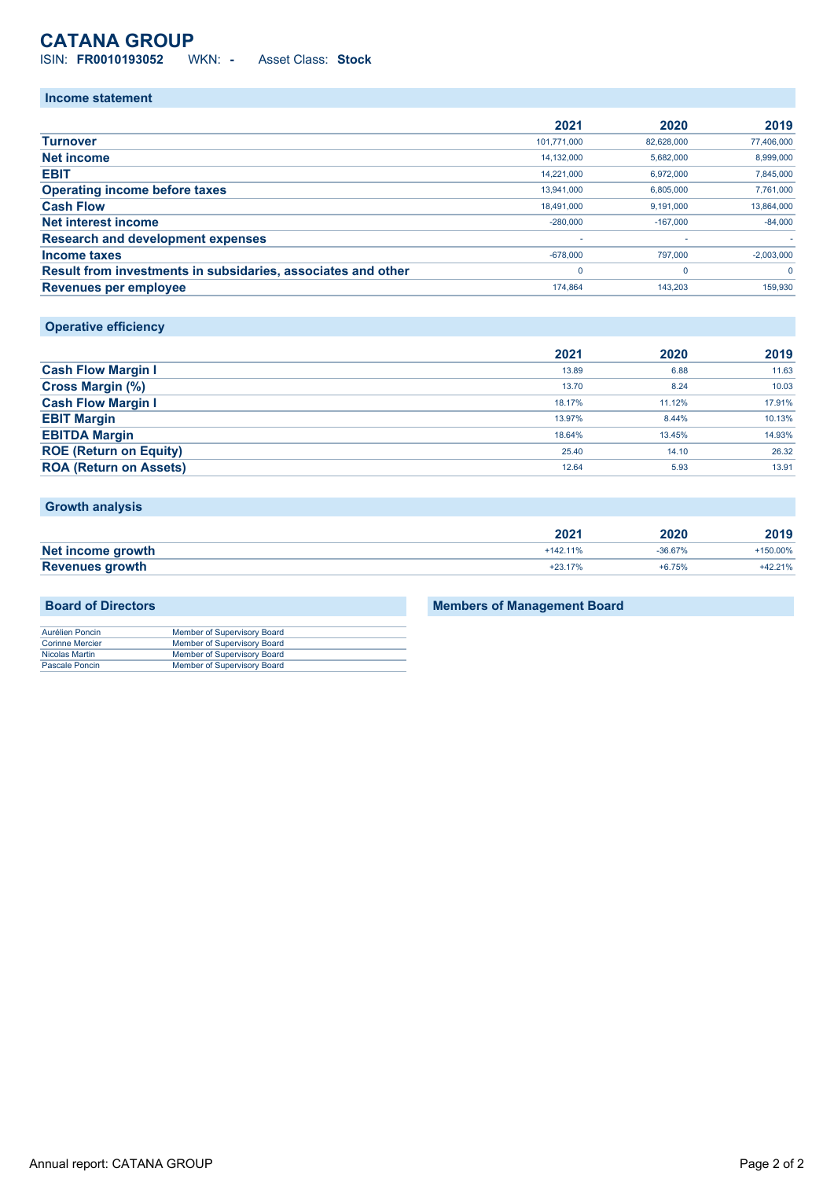# CATANA GROUP

ISIN: **FR0010193052** WKN: **-** Asset Class: **Stock**

## Income statement

| | 2021 | 2020 | 2019 |
|---|---|---|---|
| **Turnover** | 101,771,000 | 82,628,000 | 77,406,000 |
| **Net income** | 14,132,000 | 5,682,000 | 8,999,000 |
| **EBIT** | 14,221,000 | 6,972,000 | 7,845,000 |
| **Operating income before taxes** | 13,941,000 | 6,805,000 | 7,761,000 |
| **Cash Flow** | 18,491,000 | 9,191,000 | 13,864,000 |
| **Net interest income** | -280,000 | -167,000 | -84,000 |
| **Research and development expenses** | - | - | - |
| **Income taxes** | -678,000 | 797,000 | -2,003,000 |
| **Result from investments in subsidaries, associates and other** | 0 | 0 | 0 |
| **Revenues per employee** | 174,864 | 143,203 | 159,930 |

## Operative efficiency

| | 2021 | 2020 | 2019 |
|---|---|---|---|
| **Cash Flow Margin I** | 13.89 | 6.88 | 11.63 |
| **Cross Margin (%)** | 13.70 | 8.24 | 10.03 |
| **Cash Flow Margin I** | 18.17% | 11.12% | 17.91% |
| **EBIT Margin** | 13.97% | 8.44% | 10.13% |
| **EBITDA Margin** | 18.64% | 13.45% | 14.93% |
| **ROE (Return on Equity)** | 25.40 | 14.10 | 26.32 |
| **ROA (Return on Assets)** | 12.64 | 5.93 | 13.91 |

## Growth analysis

| | 2021 | 2020 | 2019 |
|---|---|---|---|
| **Net income growth** | +142.11% | -36.67% | +150.00% |
| **Revenues growth** | +23.17% | +6.75% | +42.21% |

## Board of Directors

| | |
|---|---|
| Aurélien Poncin | Member of Supervisory Board |
| Corinne Mercier | Member of Supervisory Board |
| Nicolas Martin | Member of Supervisory Board |
| Pascale Poncin | Member of Supervisory Board |

## Members of Management Board